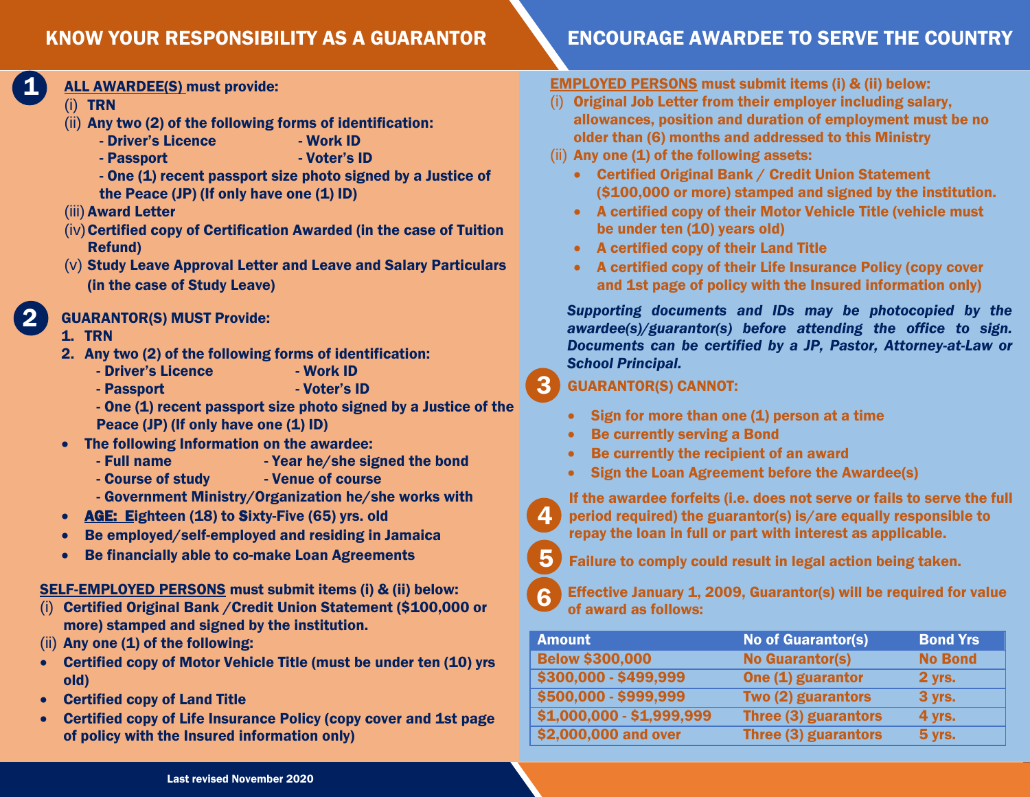## KNOW YOUR RESPONSIBILITY AS A GUARANTOR

**1** **ALL AWARDEE(S) must provide:**

(i) **TRN**

(ii) **Any two (2) of the following forms of identification:**
- **Driver's Licence**
- **Work ID**
- **Passport**
- **Voter's ID**
- **One (1) recent passport size photo signed by a Justice of the Peace (JP) (If only have one (1) ID)**

(iii) **Award Letter**

(iv) **Certified copy of Certification Awarded (in the case of Tuition Refund)**

(v) **Study Leave Approval Letter and Leave and Salary Particulars (in the case of Study Leave)**

**2** **GUARANTOR(S) MUST Provide:**

1. **TRN**
2. **Any two (2) of the following forms of identification:**
   - **Driver's Licence**
   - **Work ID**
   - **Passport**
   - **Voter's ID**
   - **One (1) recent passport size photo signed by a Justice of the Peace (JP) (If only have one (1) ID)**

- **The following Information on the awardee:**
  - **Full name**
  - **Year he/she signed the bond**
  - **Course of study**
  - **Venue of course**
  - **Government Ministry/Organization he/she works with**
- **AGE: Eighteen (18) to Sixty-Five (65) yrs. old**
- **Be employed/self-employed and residing in Jamaica**
- **Be financially able to co-make Loan Agreements**

**SELF-EMPLOYED PERSONS must submit items (i) & (ii) below:**

(i) **Certified Original Bank /Credit Union Statement ($100,000 or more) stamped and signed by the institution.**

(ii) **Any one (1) of the following:**
- **Certified copy of Motor Vehicle Title (must be under ten (10) yrs old)**
- **Certified copy of Land Title**
- **Certified copy of Life Insurance Policy (copy cover and 1st page of policy with the Insured information only)**

## ENCOURAGE AWARDEE TO SERVE THE COUNTRY

**EMPLOYED PERSONS must submit items (i) & (ii) below:**

(i) **Original Job Letter from their employer including salary, allowances, position and duration of employment must be no older than (6) months and addressed to this Ministry**

(ii) **Any one (1) of the following assets:**
- **Certified Original Bank / Credit Union Statement ($100,000 or more) stamped and signed by the institution.**
- **A certified copy of their Motor Vehicle Title (vehicle must be under ten (10) years old)**
- **A certified copy of their Land Title**
- **A certified copy of their Life Insurance Policy (copy cover and 1st page of policy with the Insured information only)**

***Supporting documents and IDs may be photocopied by the awardee(s)/guarantor(s) before attending the office to sign. Documents can be certified by a JP, Pastor, Attorney-at-Law or School Principal.***

**3** **GUARANTOR(S) CANNOT:**

- **Sign for more than one (1) person at a time**
- **Be currently serving a Bond**
- **Be currently the recipient of an award**
- **Sign the Loan Agreement before the Awardee(s)**

**4** **If the awardee forfeits (i.e. does not serve or fails to serve the full period required) the guarantor(s) is/are equally responsible to repay the loan in full or part with interest as applicable.**

**5** **Failure to comply could result in legal action being taken.**

**6** **Effective January 1, 2009, Guarantor(s) will be required for value of award as follows:**

| Amount | No of Guarantor(s) | Bond Yrs |
|---|---|---|
| Below $300,000 | No Guarantor(s) | No Bond |
| $300,000 - $499,999 | One (1) guarantor | 2 yrs. |
| $500,000 - $999,999 | Two (2) guarantors | 3 yrs. |
| $1,000,000 - $1,999,999 | Three (3) guarantors | 4 yrs. |
| $2,000,000 and over | Three (3) guarantors | 5 yrs. |

Last revised November 2020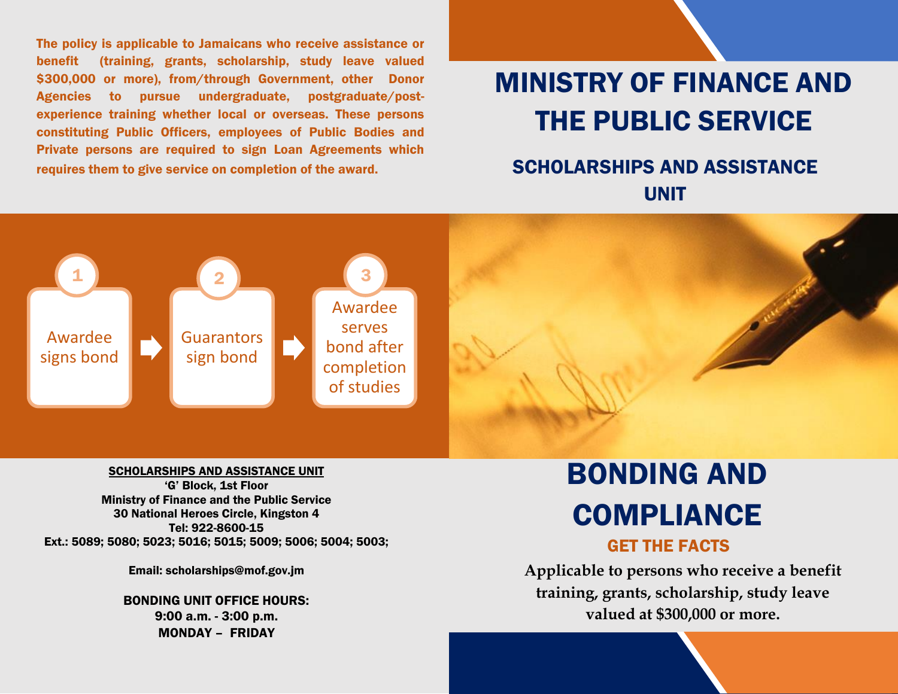The policy is applicable to Jamaicans who receive assistance or benefit (training, grants, scholarship, study leave valued $300,000 or more), from/through Government, other Donor Agencies to pursue undergraduate, postgraduate/post-experience training whether local or overseas. These persons constituting Public Officers, employees of Public Bodies and Private persons are required to sign Loan Agreements which requires them to give service on completion of the award.

1. Awardee signs bond
2. Guarantors sign bond
3. Awardee serves bond after completion of studies

**SCHOLARSHIPS AND ASSISTANCE UNIT**
'G' Block, 1st Floor
Ministry of Finance and the Public Service
30 National Heroes Circle, Kingston 4
Tel: 922-8600-15
Ext.: 5089; 5080; 5023; 5016; 5015; 5009; 5006; 5004; 5003;

Email: scholarships@mof.gov.jm

BONDING UNIT OFFICE HOURS:
9:00 a.m. - 3:00 p.m.
MONDAY – FRIDAY

# MINISTRY OF FINANCE AND THE PUBLIC SERVICE

## SCHOLARSHIPS AND ASSISTANCE UNIT

# BONDING AND COMPLIANCE

## GET THE FACTS

**Applicable to persons who receive a benefit training, grants, scholarship, study leave valued at $300,000 or more.**